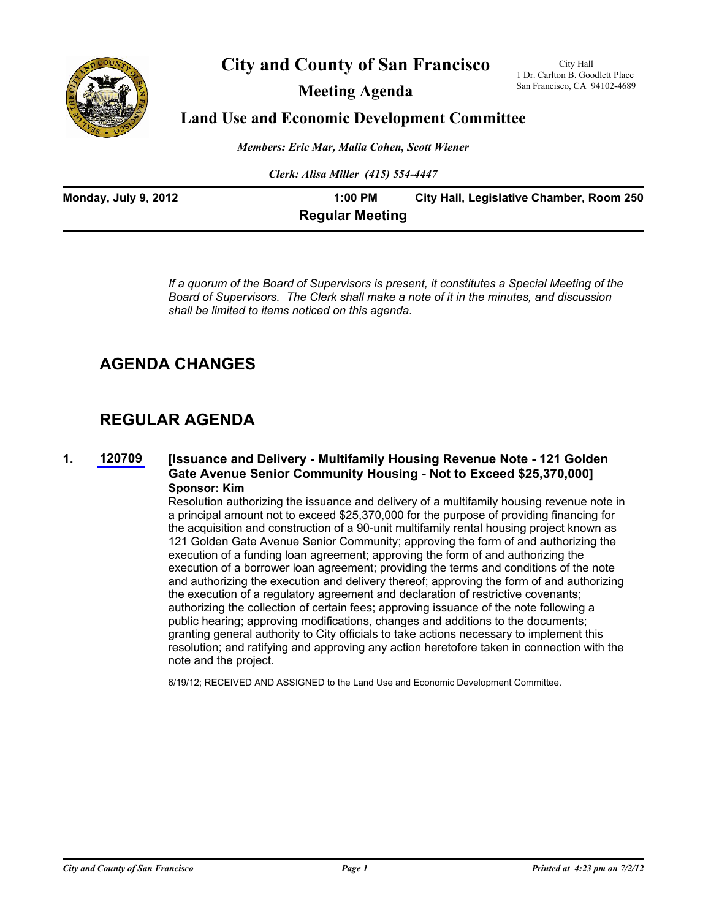# City and County of San Francisco

City Hall
1 Dr. Carlton B. Goodlett Place
San Francisco, CA 94102-4689

## Meeting Agenda

## Land Use and Economic Development Committee

*Members: Eric Mar, Malia Cohen, Scott Wiener*

*Clerk: Alisa Miller (415) 554-4447*

**Monday, July 9, 2012** | **1:00 PM** | **City Hall, Legislative Chamber, Room 250**

**Regular Meeting**

*If a quorum of the Board of Supervisors is present, it constitutes a Special Meeting of the Board of Supervisors. The Clerk shall make a note of it in the minutes, and discussion shall be limited to items noticed on this agenda.*

## AGENDA CHANGES

## REGULAR AGENDA

**1. 120709 [Issuance and Delivery - Multifamily Housing Revenue Note - 121 Golden Gate Avenue Senior Community Housing - Not to Exceed $25,370,000]**

**Sponsor: Kim**

Resolution authorizing the issuance and delivery of a multifamily housing revenue note in a principal amount not to exceed $25,370,000 for the purpose of providing financing for the acquisition and construction of a 90-unit multifamily rental housing project known as 121 Golden Gate Avenue Senior Community; approving the form of and authorizing the execution of a funding loan agreement; approving the form of and authorizing the execution of a borrower loan agreement; providing the terms and conditions of the note and authorizing the execution and delivery thereof; approving the form of and authorizing the execution of a regulatory agreement and declaration of restrictive covenants; authorizing the collection of certain fees; approving issuance of the note following a public hearing; approving modifications, changes and additions to the documents; granting general authority to City officials to take actions necessary to implement this resolution; and ratifying and approving any action heretofore taken in connection with the note and the project.

6/19/12; RECEIVED AND ASSIGNED to the Land Use and Economic Development Committee.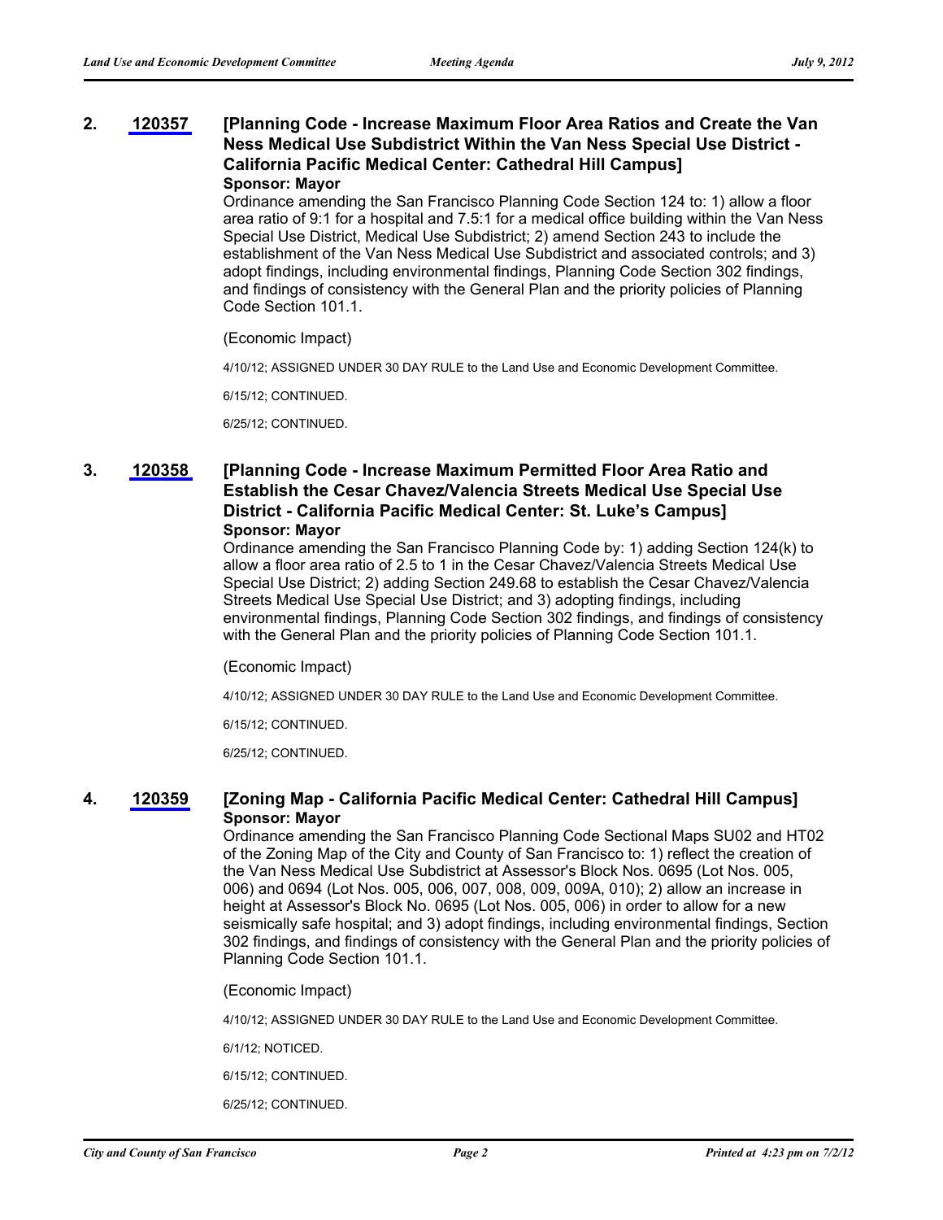**2. 120357 [Planning Code - Increase Maximum Floor Area Ratios and Create the Van Ness Medical Use Subdistrict Within the Van Ness Special Use District - California Pacific Medical Center: Cathedral Hill Campus]**

**Sponsor: Mayor**

Ordinance amending the San Francisco Planning Code Section 124 to: 1) allow a floor area ratio of 9:1 for a hospital and 7.5:1 for a medical office building within the Van Ness Special Use District, Medical Use Subdistrict; 2) amend Section 243 to include the establishment of the Van Ness Medical Use Subdistrict and associated controls; and 3) adopt findings, including environmental findings, Planning Code Section 302 findings, and findings of consistency with the General Plan and the priority policies of Planning Code Section 101.1.

(Economic Impact)

4/10/12; ASSIGNED UNDER 30 DAY RULE to the Land Use and Economic Development Committee.

6/15/12; CONTINUED.

6/25/12; CONTINUED.

**3. 120358 [Planning Code - Increase Maximum Permitted Floor Area Ratio and Establish the Cesar Chavez/Valencia Streets Medical Use Special Use District - California Pacific Medical Center: St. Luke's Campus]**

**Sponsor: Mayor**

Ordinance amending the San Francisco Planning Code by: 1) adding Section 124(k) to allow a floor area ratio of 2.5 to 1 in the Cesar Chavez/Valencia Streets Medical Use Special Use District; 2) adding Section 249.68 to establish the Cesar Chavez/Valencia Streets Medical Use Special Use District; and 3) adopting findings, including environmental findings, Planning Code Section 302 findings, and findings of consistency with the General Plan and the priority policies of Planning Code Section 101.1.

(Economic Impact)

4/10/12; ASSIGNED UNDER 30 DAY RULE to the Land Use and Economic Development Committee.

6/15/12; CONTINUED.

6/25/12; CONTINUED.

**4. 120359 [Zoning Map - California Pacific Medical Center: Cathedral Hill Campus]**

**Sponsor: Mayor**

Ordinance amending the San Francisco Planning Code Sectional Maps SU02 and HT02 of the Zoning Map of the City and County of San Francisco to: 1) reflect the creation of the Van Ness Medical Use Subdistrict at Assessor's Block Nos. 0695 (Lot Nos. 005, 006) and 0694 (Lot Nos. 005, 006, 007, 008, 009, 009A, 010); 2) allow an increase in height at Assessor's Block No. 0695 (Lot Nos. 005, 006) in order to allow for a new seismically safe hospital; and 3) adopt findings, including environmental findings, Section 302 findings, and findings of consistency with the General Plan and the priority policies of Planning Code Section 101.1.

(Economic Impact)

4/10/12; ASSIGNED UNDER 30 DAY RULE to the Land Use and Economic Development Committee.

6/1/12; NOTICED.

6/15/12; CONTINUED.

6/25/12; CONTINUED.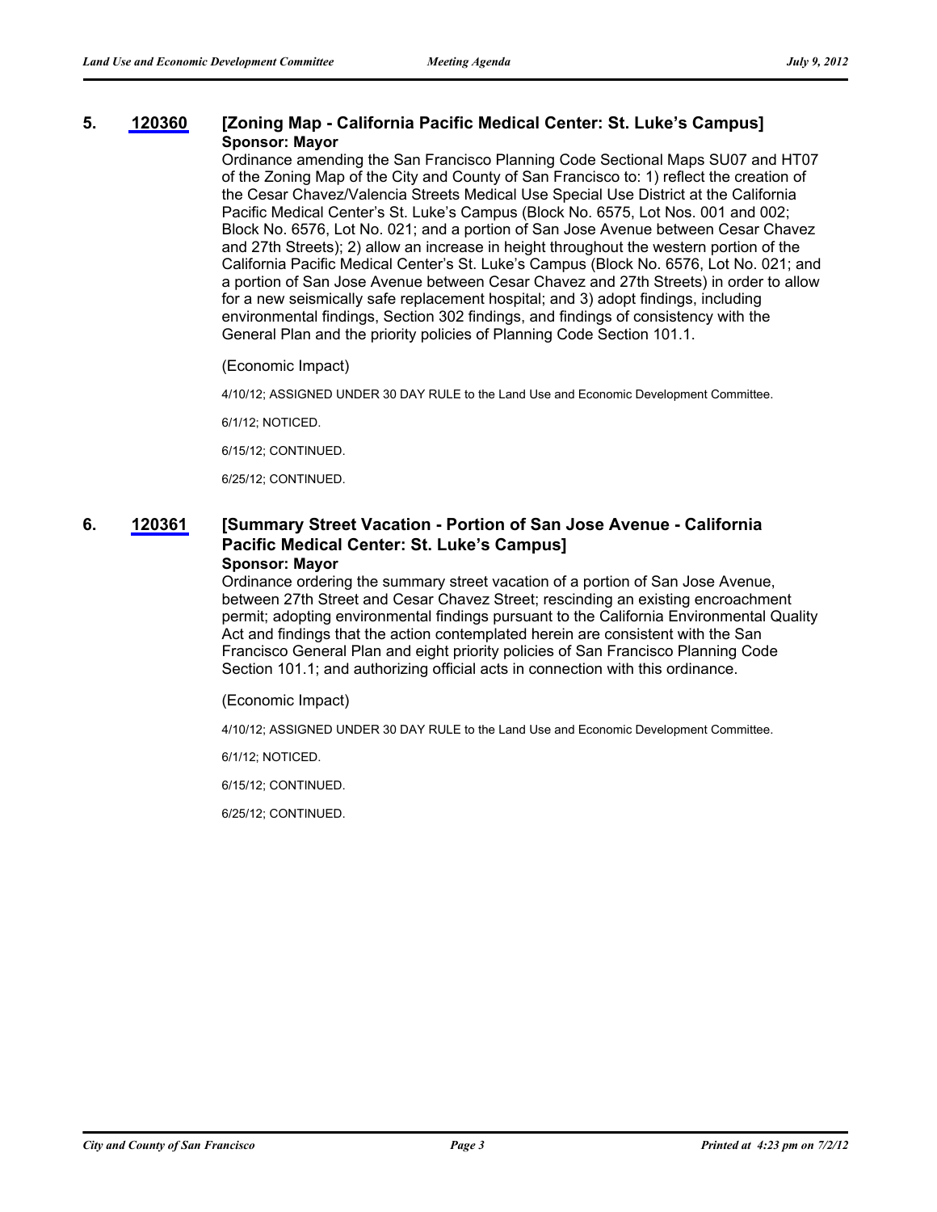**5. 120360 [Zoning Map - California Pacific Medical Center: St. Luke's Campus]**
**Sponsor: Mayor**

Ordinance amending the San Francisco Planning Code Sectional Maps SU07 and HT07 of the Zoning Map of the City and County of San Francisco to: 1) reflect the creation of the Cesar Chavez/Valencia Streets Medical Use Special Use District at the California Pacific Medical Center's St. Luke's Campus (Block No. 6575, Lot Nos. 001 and 002; Block No. 6576, Lot No. 021; and a portion of San Jose Avenue between Cesar Chavez and 27th Streets); 2) allow an increase in height throughout the western portion of the California Pacific Medical Center's St. Luke's Campus (Block No. 6576, Lot No. 021; and a portion of San Jose Avenue between Cesar Chavez and 27th Streets) in order to allow for a new seismically safe replacement hospital; and 3) adopt findings, including environmental findings, Section 302 findings, and findings of consistency with the General Plan and the priority policies of Planning Code Section 101.1.

(Economic Impact)

4/10/12; ASSIGNED UNDER 30 DAY RULE to the Land Use and Economic Development Committee.

6/1/12; NOTICED.

6/15/12; CONTINUED.

6/25/12; CONTINUED.

**6. 120361 [Summary Street Vacation - Portion of San Jose Avenue - California Pacific Medical Center: St. Luke's Campus]**
**Sponsor: Mayor**

Ordinance ordering the summary street vacation of a portion of San Jose Avenue, between 27th Street and Cesar Chavez Street; rescinding an existing encroachment permit; adopting environmental findings pursuant to the California Environmental Quality Act and findings that the action contemplated herein are consistent with the San Francisco General Plan and eight priority policies of San Francisco Planning Code Section 101.1; and authorizing official acts in connection with this ordinance.

(Economic Impact)

4/10/12; ASSIGNED UNDER 30 DAY RULE to the Land Use and Economic Development Committee.

6/1/12; NOTICED.

6/15/12; CONTINUED.

6/25/12; CONTINUED.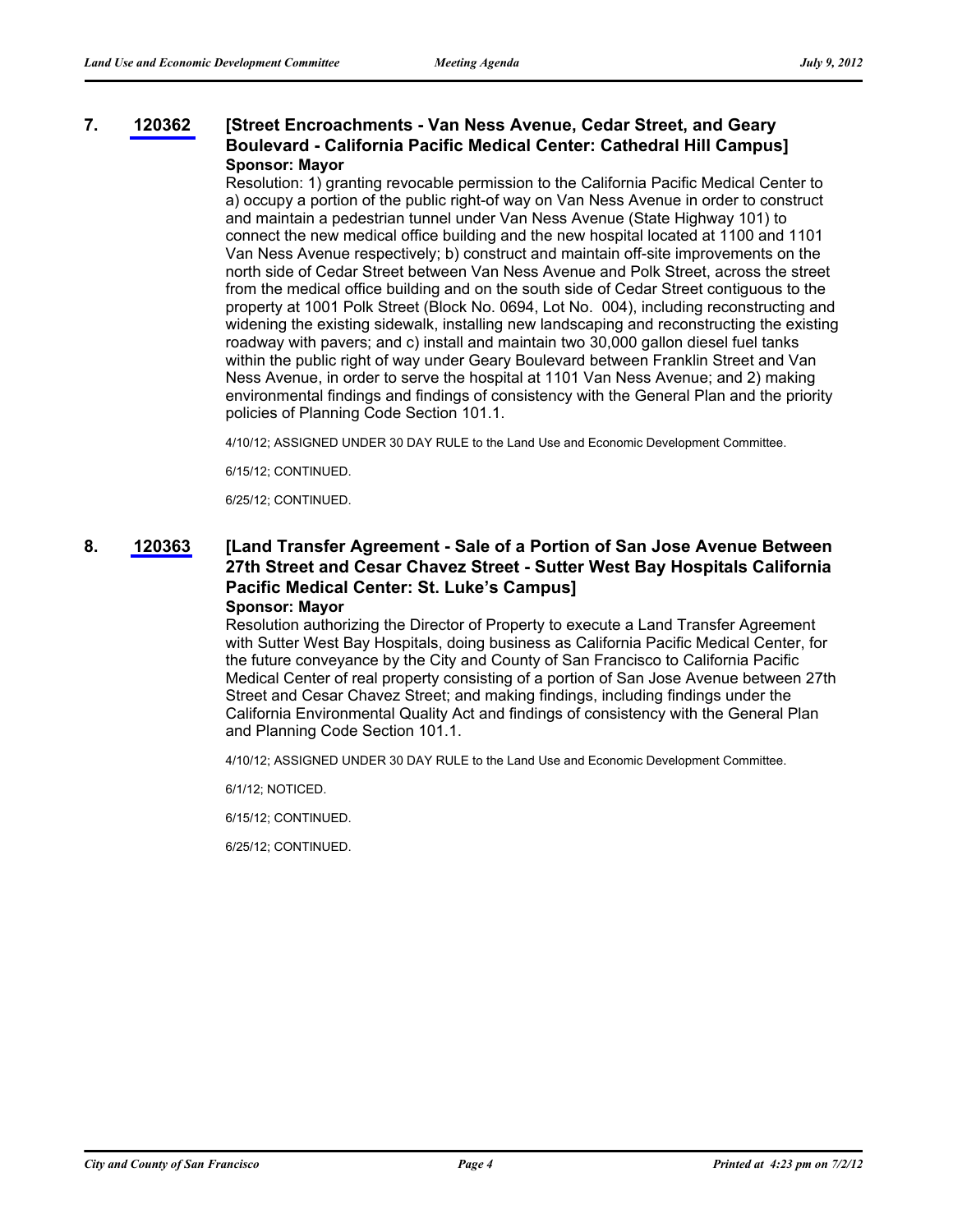**7. 120362 [Street Encroachments - Van Ness Avenue, Cedar Street, and Geary Boulevard - California Pacific Medical Center: Cathedral Hill Campus]**

**Sponsor: Mayor**

Resolution: 1) granting revocable permission to the California Pacific Medical Center to a) occupy a portion of the public right-of way on Van Ness Avenue in order to construct and maintain a pedestrian tunnel under Van Ness Avenue (State Highway 101) to connect the new medical office building and the new hospital located at 1100 and 1101 Van Ness Avenue respectively; b) construct and maintain off-site improvements on the north side of Cedar Street between Van Ness Avenue and Polk Street, across the street from the medical office building and on the south side of Cedar Street contiguous to the property at 1001 Polk Street (Block No. 0694, Lot No. 004), including reconstructing and widening the existing sidewalk, installing new landscaping and reconstructing the existing roadway with pavers; and c) install and maintain two 30,000 gallon diesel fuel tanks within the public right of way under Geary Boulevard between Franklin Street and Van Ness Avenue, in order to serve the hospital at 1101 Van Ness Avenue; and 2) making environmental findings and findings of consistency with the General Plan and the priority policies of Planning Code Section 101.1.

4/10/12; ASSIGNED UNDER 30 DAY RULE to the Land Use and Economic Development Committee.

6/15/12; CONTINUED.

6/25/12; CONTINUED.

**8. 120363 [Land Transfer Agreement - Sale of a Portion of San Jose Avenue Between 27th Street and Cesar Chavez Street - Sutter West Bay Hospitals California Pacific Medical Center: St. Luke's Campus]**

**Sponsor: Mayor**

Resolution authorizing the Director of Property to execute a Land Transfer Agreement with Sutter West Bay Hospitals, doing business as California Pacific Medical Center, for the future conveyance by the City and County of San Francisco to California Pacific Medical Center of real property consisting of a portion of San Jose Avenue between 27th Street and Cesar Chavez Street; and making findings, including findings under the California Environmental Quality Act and findings of consistency with the General Plan and Planning Code Section 101.1.

4/10/12; ASSIGNED UNDER 30 DAY RULE to the Land Use and Economic Development Committee.

6/1/12; NOTICED.

6/15/12; CONTINUED.

6/25/12; CONTINUED.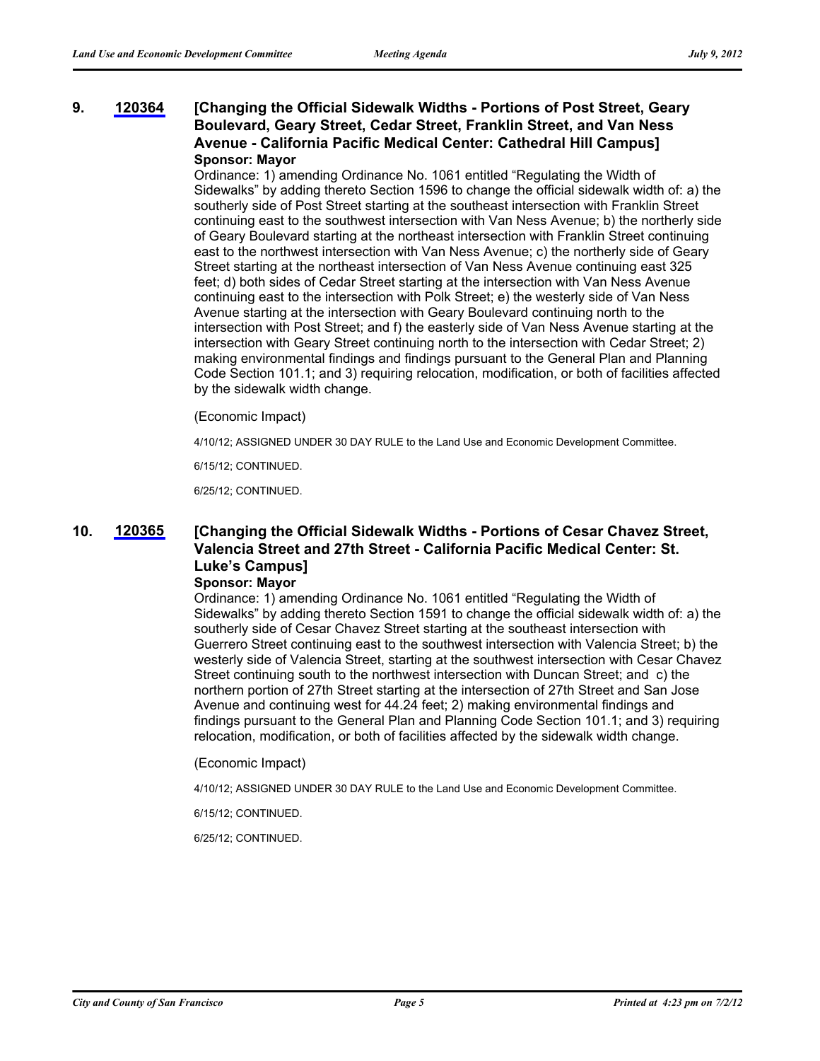**9. [120364](120364) [Changing the Official Sidewalk Widths - Portions of Post Street, Geary Boulevard, Geary Street, Cedar Street, Franklin Street, and Van Ness Avenue - California Pacific Medical Center: Cathedral Hill Campus]**

**Sponsor: Mayor**

Ordinance: 1) amending Ordinance No. 1061 entitled "Regulating the Width of Sidewalks" by adding thereto Section 1596 to change the official sidewalk width of: a) the southerly side of Post Street starting at the southeast intersection with Franklin Street continuing east to the southwest intersection with Van Ness Avenue; b) the northerly side of Geary Boulevard starting at the northeast intersection with Franklin Street continuing east to the northwest intersection with Van Ness Avenue; c) the northerly side of Geary Street starting at the northeast intersection of Van Ness Avenue continuing east 325 feet; d) both sides of Cedar Street starting at the intersection with Van Ness Avenue continuing east to the intersection with Polk Street; e) the westerly side of Van Ness Avenue starting at the intersection with Geary Boulevard continuing north to the intersection with Post Street; and f) the easterly side of Van Ness Avenue starting at the intersection with Geary Street continuing north to the intersection with Cedar Street; 2) making environmental findings and findings pursuant to the General Plan and Planning Code Section 101.1; and 3) requiring relocation, modification, or both of facilities affected by the sidewalk width change.

(Economic Impact)

4/10/12; ASSIGNED UNDER 30 DAY RULE to the Land Use and Economic Development Committee.

6/15/12; CONTINUED.

6/25/12; CONTINUED.

**10. [120365](120365) [Changing the Official Sidewalk Widths - Portions of Cesar Chavez Street, Valencia Street and 27th Street - California Pacific Medical Center: St. Luke's Campus]**

**Sponsor: Mayor**

Ordinance: 1) amending Ordinance No. 1061 entitled "Regulating the Width of Sidewalks" by adding thereto Section 1591 to change the official sidewalk width of: a) the southerly side of Cesar Chavez Street starting at the southeast intersection with Guerrero Street continuing east to the southwest intersection with Valencia Street; b) the westerly side of Valencia Street, starting at the southwest intersection with Cesar Chavez Street continuing south to the northwest intersection with Duncan Street; and c) the northern portion of 27th Street starting at the intersection of 27th Street and San Jose Avenue and continuing west for 44.24 feet; 2) making environmental findings and findings pursuant to the General Plan and Planning Code Section 101.1; and 3) requiring relocation, modification, or both of facilities affected by the sidewalk width change.

(Economic Impact)

4/10/12; ASSIGNED UNDER 30 DAY RULE to the Land Use and Economic Development Committee.

6/15/12; CONTINUED.

6/25/12; CONTINUED.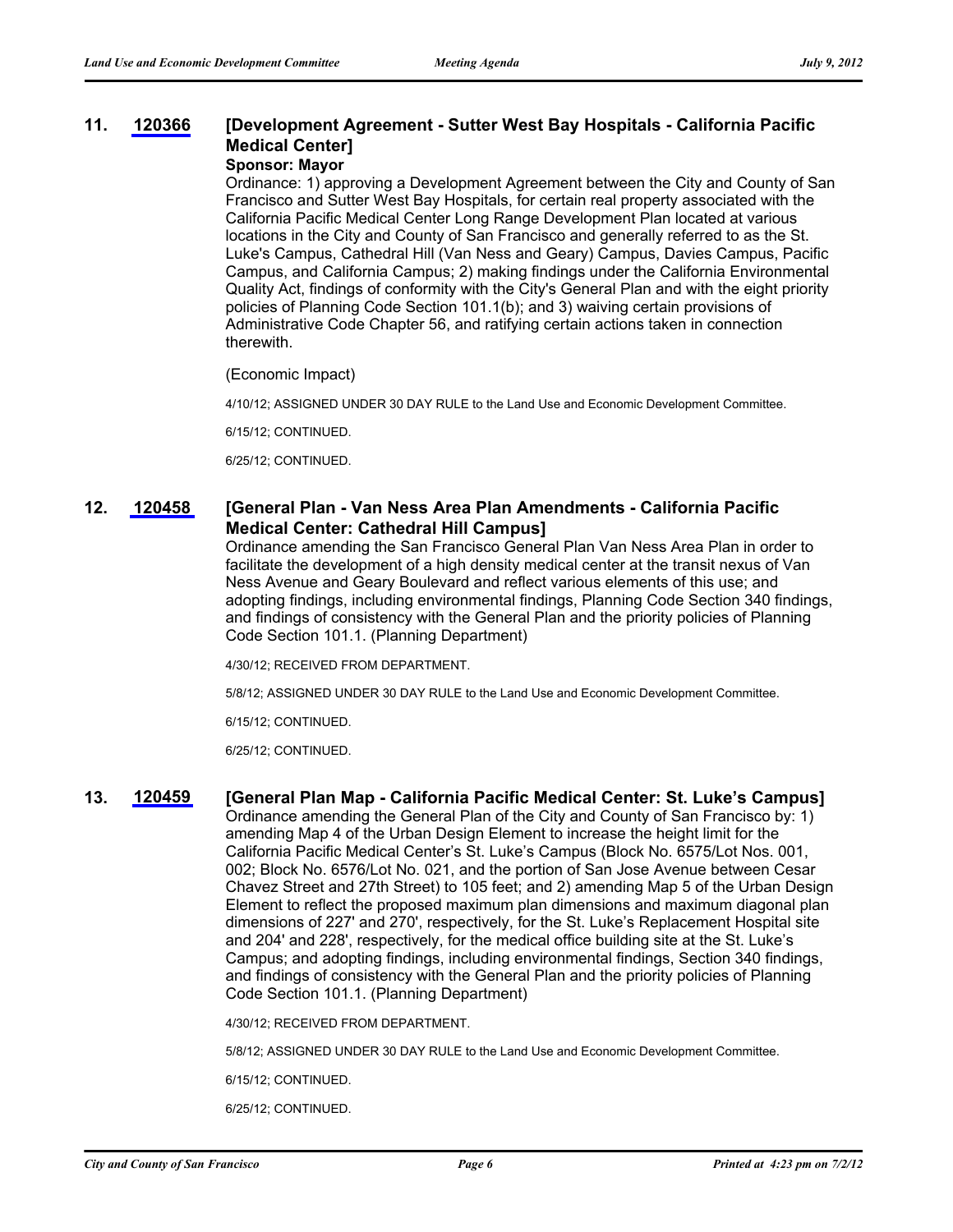**11. 120366 [Development Agreement - Sutter West Bay Hospitals - California Pacific Medical Center]**

**Sponsor: Mayor**

Ordinance: 1) approving a Development Agreement between the City and County of San Francisco and Sutter West Bay Hospitals, for certain real property associated with the California Pacific Medical Center Long Range Development Plan located at various locations in the City and County of San Francisco and generally referred to as the St. Luke's Campus, Cathedral Hill (Van Ness and Geary) Campus, Davies Campus, Pacific Campus, and California Campus; 2) making findings under the California Environmental Quality Act, findings of conformity with the City's General Plan and with the eight priority policies of Planning Code Section 101.1(b); and 3) waiving certain provisions of Administrative Code Chapter 56, and ratifying certain actions taken in connection therewith.

(Economic Impact)

4/10/12; ASSIGNED UNDER 30 DAY RULE to the Land Use and Economic Development Committee.

6/15/12; CONTINUED.

6/25/12; CONTINUED.

**12. 120458 [General Plan - Van Ness Area Plan Amendments - California Pacific Medical Center: Cathedral Hill Campus]**

Ordinance amending the San Francisco General Plan Van Ness Area Plan in order to facilitate the development of a high density medical center at the transit nexus of Van Ness Avenue and Geary Boulevard and reflect various elements of this use; and adopting findings, including environmental findings, Planning Code Section 340 findings, and findings of consistency with the General Plan and the priority policies of Planning Code Section 101.1. (Planning Department)

4/30/12; RECEIVED FROM DEPARTMENT.

5/8/12; ASSIGNED UNDER 30 DAY RULE to the Land Use and Economic Development Committee.

6/15/12; CONTINUED.

6/25/12; CONTINUED.

**13. 120459 [General Plan Map - California Pacific Medical Center: St. Luke's Campus]**

Ordinance amending the General Plan of the City and County of San Francisco by: 1) amending Map 4 of the Urban Design Element to increase the height limit for the California Pacific Medical Center's St. Luke's Campus (Block No. 6575/Lot Nos. 001, 002; Block No. 6576/Lot No. 021, and the portion of San Jose Avenue between Cesar Chavez Street and 27th Street) to 105 feet; and 2) amending Map 5 of the Urban Design Element to reflect the proposed maximum plan dimensions and maximum diagonal plan dimensions of 227' and 270', respectively, for the St. Luke's Replacement Hospital site and 204' and 228', respectively, for the medical office building site at the St. Luke's Campus; and adopting findings, including environmental findings, Section 340 findings, and findings of consistency with the General Plan and the priority policies of Planning Code Section 101.1. (Planning Department)

4/30/12; RECEIVED FROM DEPARTMENT.

5/8/12; ASSIGNED UNDER 30 DAY RULE to the Land Use and Economic Development Committee.

6/15/12; CONTINUED.

6/25/12; CONTINUED.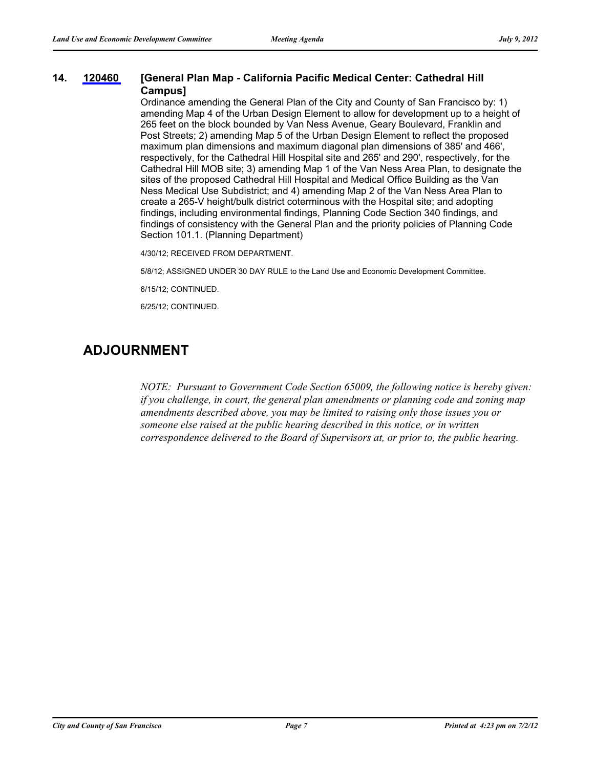**14. 120460 [General Plan Map - California Pacific Medical Center: Cathedral Hill Campus]**

Ordinance amending the General Plan of the City and County of San Francisco by: 1) amending Map 4 of the Urban Design Element to allow for development up to a height of 265 feet on the block bounded by Van Ness Avenue, Geary Boulevard, Franklin and Post Streets; 2) amending Map 5 of the Urban Design Element to reflect the proposed maximum plan dimensions and maximum diagonal plan dimensions of 385' and 466', respectively, for the Cathedral Hill Hospital site and 265' and 290', respectively, for the Cathedral Hill MOB site; 3) amending Map 1 of the Van Ness Area Plan, to designate the sites of the proposed Cathedral Hill Hospital and Medical Office Building as the Van Ness Medical Use Subdistrict; and 4) amending Map 2 of the Van Ness Area Plan to create a 265-V height/bulk district coterminous with the Hospital site; and adopting findings, including environmental findings, Planning Code Section 340 findings, and findings of consistency with the General Plan and the priority policies of Planning Code Section 101.1. (Planning Department)

4/30/12; RECEIVED FROM DEPARTMENT.

5/8/12; ASSIGNED UNDER 30 DAY RULE to the Land Use and Economic Development Committee.

6/15/12; CONTINUED.

6/25/12; CONTINUED.

## ADJOURNMENT

*NOTE: Pursuant to Government Code Section 65009, the following notice is hereby given: if you challenge, in court, the general plan amendments or planning code and zoning map amendments described above, you may be limited to raising only those issues you or someone else raised at the public hearing described in this notice, or in written correspondence delivered to the Board of Supervisors at, or prior to, the public hearing.*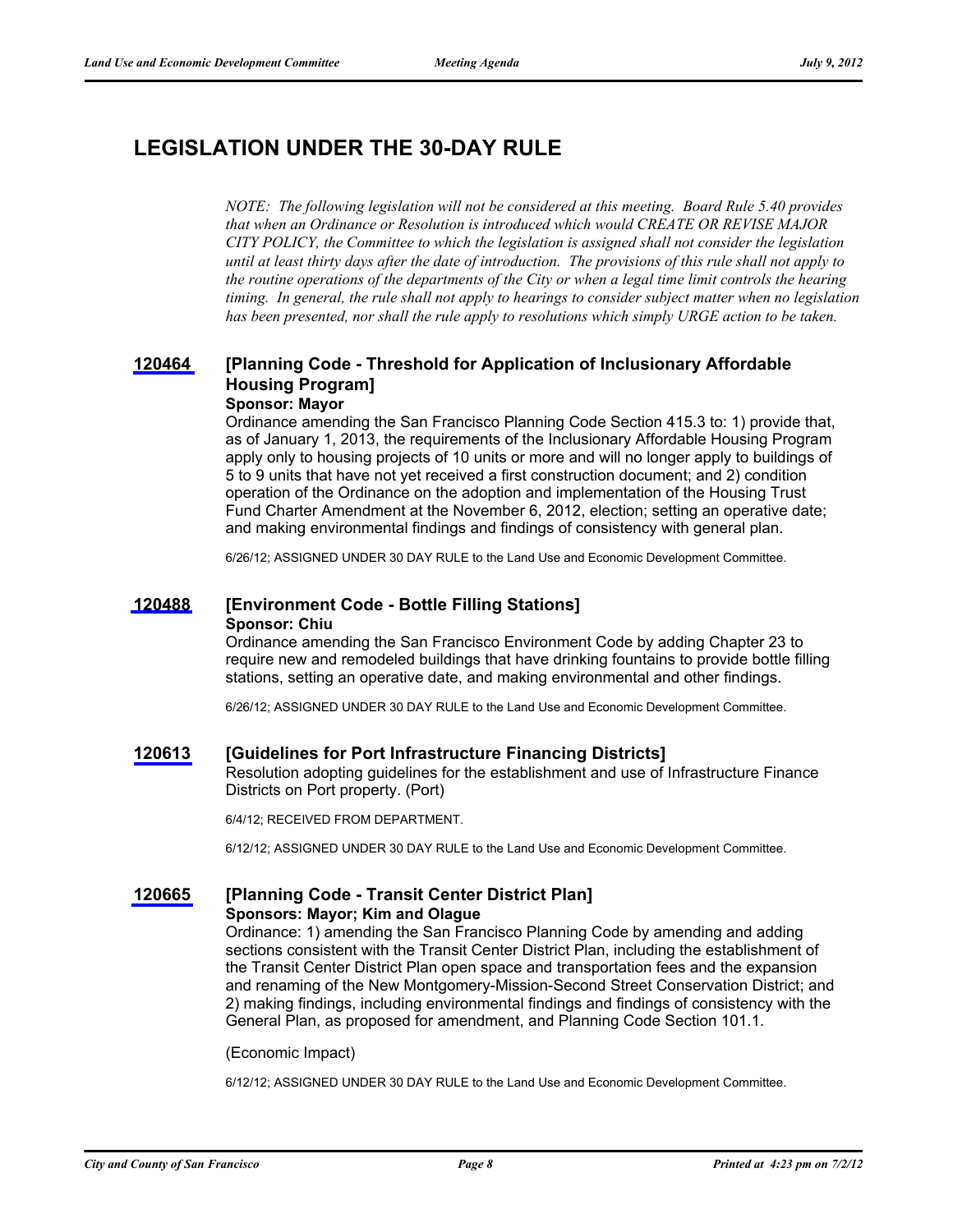# LEGISLATION UNDER THE 30-DAY RULE

*NOTE: The following legislation will not be considered at this meeting. Board Rule 5.40 provides that when an Ordinance or Resolution is introduced which would CREATE OR REVISE MAJOR CITY POLICY, the Committee to which the legislation is assigned shall not consider the legislation until at least thirty days after the date of introduction. The provisions of this rule shall not apply to the routine operations of the departments of the City or when a legal time limit controls the hearing timing. In general, the rule shall not apply to hearings to consider subject matter when no legislation has been presented, nor shall the rule apply to resolutions which simply URGE action to be taken.*

### 120464 [Planning Code - Threshold for Application of Inclusionary Affordable Housing Program]

**Sponsor: Mayor**

Ordinance amending the San Francisco Planning Code Section 415.3 to: 1) provide that, as of January 1, 2013, the requirements of the Inclusionary Affordable Housing Program apply only to housing projects of 10 units or more and will no longer apply to buildings of 5 to 9 units that have not yet received a first construction document; and 2) condition operation of the Ordinance on the adoption and implementation of the Housing Trust Fund Charter Amendment at the November 6, 2012, election; setting an operative date; and making environmental findings and findings of consistency with general plan.

6/26/12; ASSIGNED UNDER 30 DAY RULE to the Land Use and Economic Development Committee.

### 120488 [Environment Code - Bottle Filling Stations]

**Sponsor: Chiu**

Ordinance amending the San Francisco Environment Code by adding Chapter 23 to require new and remodeled buildings that have drinking fountains to provide bottle filling stations, setting an operative date, and making environmental and other findings.

6/26/12; ASSIGNED UNDER 30 DAY RULE to the Land Use and Economic Development Committee.

### 120613 [Guidelines for Port Infrastructure Financing Districts]

Resolution adopting guidelines for the establishment and use of Infrastructure Finance Districts on Port property. (Port)

6/4/12; RECEIVED FROM DEPARTMENT.

6/12/12; ASSIGNED UNDER 30 DAY RULE to the Land Use and Economic Development Committee.

### 120665 [Planning Code - Transit Center District Plan]

**Sponsors: Mayor; Kim and Olague**

Ordinance: 1) amending the San Francisco Planning Code by amending and adding sections consistent with the Transit Center District Plan, including the establishment of the Transit Center District Plan open space and transportation fees and the expansion and renaming of the New Montgomery-Mission-Second Street Conservation District; and 2) making findings, including environmental findings and findings of consistency with the General Plan, as proposed for amendment, and Planning Code Section 101.1.

(Economic Impact)

6/12/12; ASSIGNED UNDER 30 DAY RULE to the Land Use and Economic Development Committee.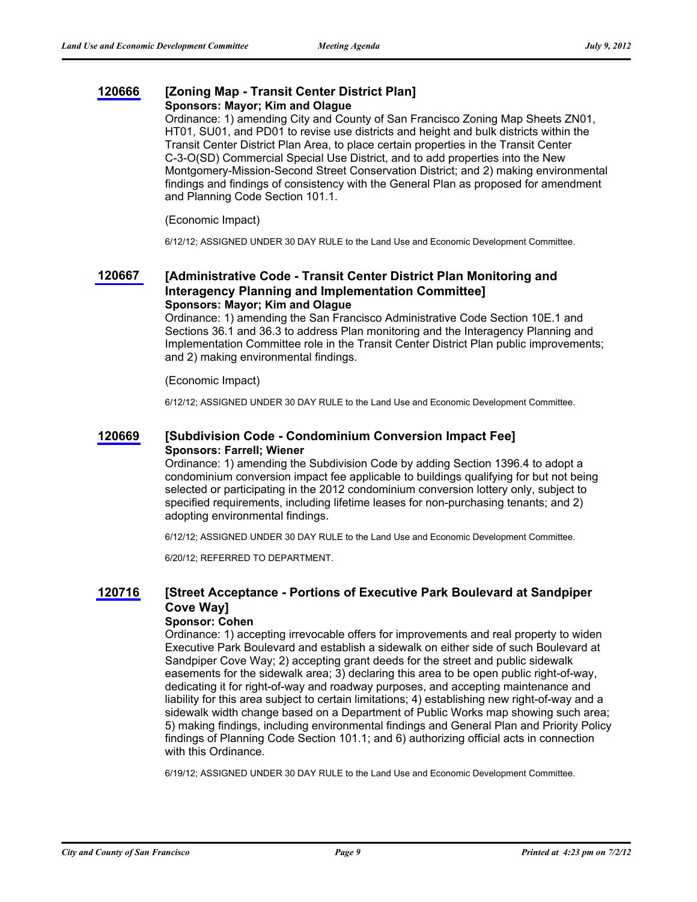### 120666 [Zoning Map - Transit Center District Plan]

**Sponsors: Mayor; Kim and Olague**

Ordinance: 1) amending City and County of San Francisco Zoning Map Sheets ZN01, HT01, SU01, and PD01 to revise use districts and height and bulk districts within the Transit Center District Plan Area, to place certain properties in the Transit Center C-3-O(SD) Commercial Special Use District, and to add properties into the New Montgomery-Mission-Second Street Conservation District; and 2) making environmental findings and findings of consistency with the General Plan as proposed for amendment and Planning Code Section 101.1.

(Economic Impact)

6/12/12; ASSIGNED UNDER 30 DAY RULE to the Land Use and Economic Development Committee.

### 120667 [Administrative Code - Transit Center District Plan Monitoring and Interagency Planning and Implementation Committee]

**Sponsors: Mayor; Kim and Olague**

Ordinance: 1) amending the San Francisco Administrative Code Section 10E.1 and Sections 36.1 and 36.3 to address Plan monitoring and the Interagency Planning and Implementation Committee role in the Transit Center District Plan public improvements; and 2) making environmental findings.

(Economic Impact)

6/12/12; ASSIGNED UNDER 30 DAY RULE to the Land Use and Economic Development Committee.

### 120669 [Subdivision Code - Condominium Conversion Impact Fee]

**Sponsors: Farrell; Wiener**

Ordinance: 1) amending the Subdivision Code by adding Section 1396.4 to adopt a condominium conversion impact fee applicable to buildings qualifying for but not being selected or participating in the 2012 condominium conversion lottery only, subject to specified requirements, including lifetime leases for non-purchasing tenants; and 2) adopting environmental findings.

6/12/12; ASSIGNED UNDER 30 DAY RULE to the Land Use and Economic Development Committee.

6/20/12; REFERRED TO DEPARTMENT.

### 120716 [Street Acceptance - Portions of Executive Park Boulevard at Sandpiper Cove Way]

**Sponsor: Cohen**

Ordinance: 1) accepting irrevocable offers for improvements and real property to widen Executive Park Boulevard and establish a sidewalk on either side of such Boulevard at Sandpiper Cove Way; 2) accepting grant deeds for the street and public sidewalk easements for the sidewalk area; 3) declaring this area to be open public right-of-way, dedicating it for right-of-way and roadway purposes, and accepting maintenance and liability for this area subject to certain limitations; 4) establishing new right-of-way and a sidewalk width change based on a Department of Public Works map showing such area; 5) making findings, including environmental findings and General Plan and Priority Policy findings of Planning Code Section 101.1; and 6) authorizing official acts in connection with this Ordinance.

6/19/12; ASSIGNED UNDER 30 DAY RULE to the Land Use and Economic Development Committee.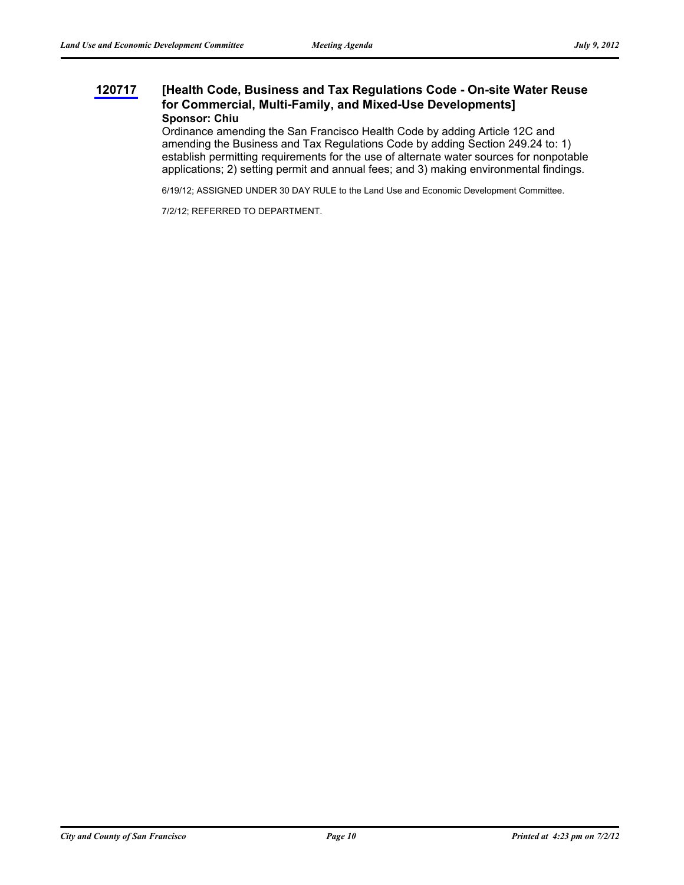**120717** **[Health Code, Business and Tax Regulations Code - On-site Water Reuse for Commercial, Multi-Family, and Mixed-Use Developments]**

**Sponsor: Chiu**

Ordinance amending the San Francisco Health Code by adding Article 12C and amending the Business and Tax Regulations Code by adding Section 249.24 to: 1) establish permitting requirements for the use of alternate water sources for nonpotable applications; 2) setting permit and annual fees; and 3) making environmental findings.

6/19/12; ASSIGNED UNDER 30 DAY RULE to the Land Use and Economic Development Committee.

7/2/12; REFERRED TO DEPARTMENT.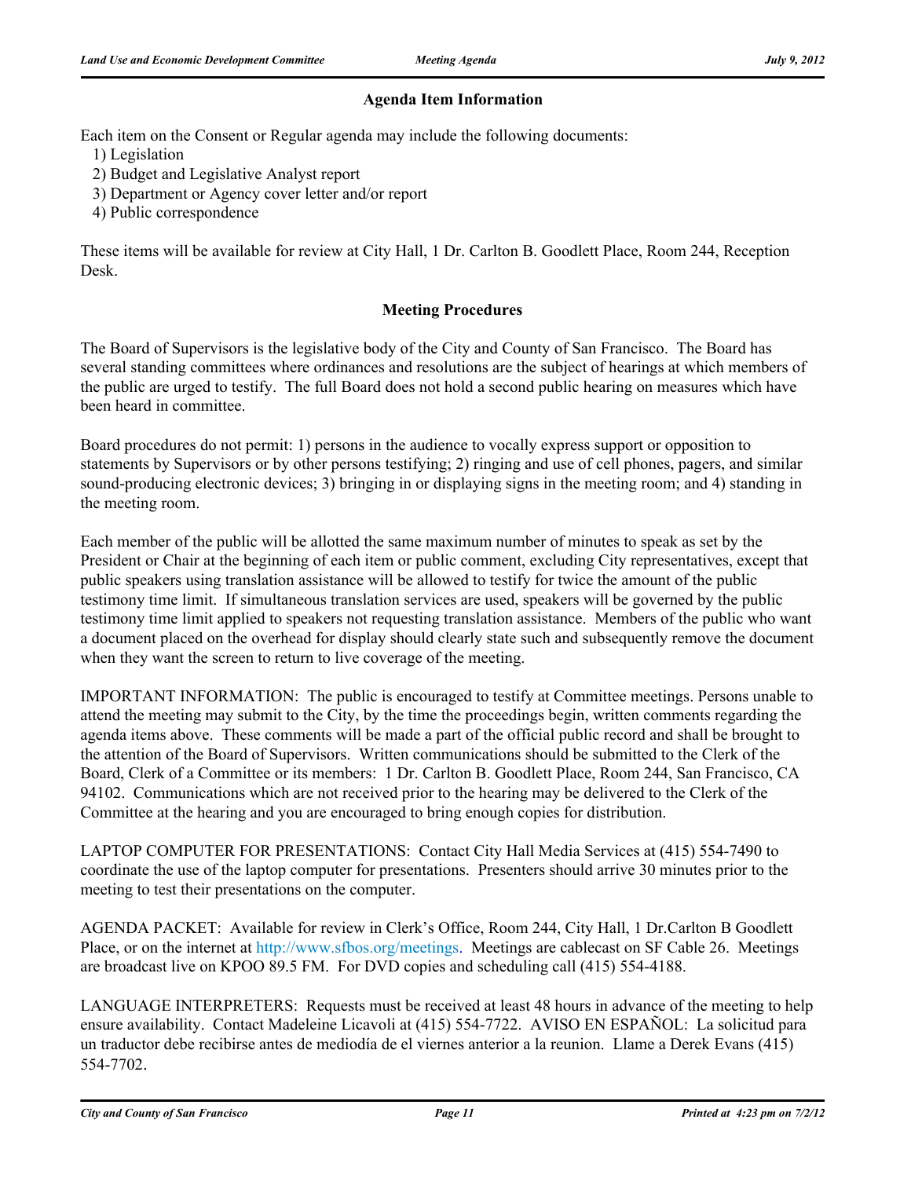### Agenda Item Information

Each item on the Consent or Regular agenda may include the following documents:

1) Legislation
2) Budget and Legislative Analyst report
3) Department or Agency cover letter and/or report
4) Public correspondence

These items will be available for review at City Hall, 1 Dr. Carlton B. Goodlett Place, Room 244, Reception Desk.

### Meeting Procedures

The Board of Supervisors is the legislative body of the City and County of San Francisco. The Board has several standing committees where ordinances and resolutions are the subject of hearings at which members of the public are urged to testify. The full Board does not hold a second public hearing on measures which have been heard in committee.

Board procedures do not permit: 1) persons in the audience to vocally express support or opposition to statements by Supervisors or by other persons testifying; 2) ringing and use of cell phones, pagers, and similar sound-producing electronic devices; 3) bringing in or displaying signs in the meeting room; and 4) standing in the meeting room.

Each member of the public will be allotted the same maximum number of minutes to speak as set by the President or Chair at the beginning of each item or public comment, excluding City representatives, except that public speakers using translation assistance will be allowed to testify for twice the amount of the public testimony time limit. If simultaneous translation services are used, speakers will be governed by the public testimony time limit applied to speakers not requesting translation assistance. Members of the public who want a document placed on the overhead for display should clearly state such and subsequently remove the document when they want the screen to return to live coverage of the meeting.

IMPORTANT INFORMATION: The public is encouraged to testify at Committee meetings. Persons unable to attend the meeting may submit to the City, by the time the proceedings begin, written comments regarding the agenda items above. These comments will be made a part of the official public record and shall be brought to the attention of the Board of Supervisors. Written communications should be submitted to the Clerk of the Board, Clerk of a Committee or its members: 1 Dr. Carlton B. Goodlett Place, Room 244, San Francisco, CA 94102. Communications which are not received prior to the hearing may be delivered to the Clerk of the Committee at the hearing and you are encouraged to bring enough copies for distribution.

LAPTOP COMPUTER FOR PRESENTATIONS: Contact City Hall Media Services at (415) 554-7490 to coordinate the use of the laptop computer for presentations. Presenters should arrive 30 minutes prior to the meeting to test their presentations on the computer.

AGENDA PACKET: Available for review in Clerk's Office, Room 244, City Hall, 1 Dr.Carlton B Goodlett Place, or on the internet at http://www.sfbos.org/meetings. Meetings are cablecast on SF Cable 26. Meetings are broadcast live on KPOO 89.5 FM. For DVD copies and scheduling call (415) 554-4188.

LANGUAGE INTERPRETERS: Requests must be received at least 48 hours in advance of the meeting to help ensure availability. Contact Madeleine Licavoli at (415) 554-7722. AVISO EN ESPAÑOL: La solicitud para un traductor debe recibirse antes de mediodía de el viernes anterior a la reunion. Llame a Derek Evans (415) 554-7702.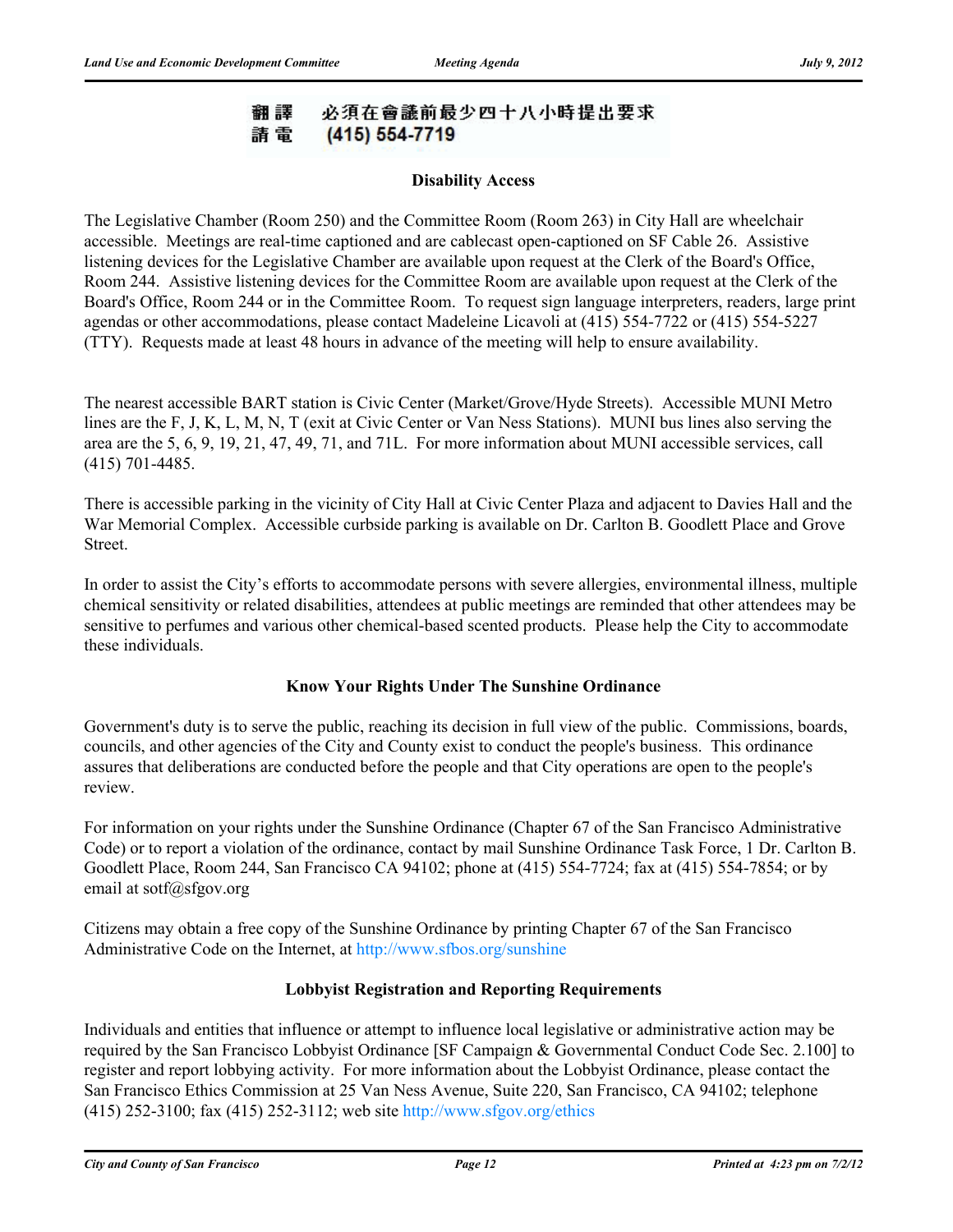翻譯　必須在會議前最少四十八小時提出要求
請電　(415) 554-7719

**Disability Access**

The Legislative Chamber (Room 250) and the Committee Room (Room 263) in City Hall are wheelchair accessible. Meetings are real-time captioned and are cablecast open-captioned on SF Cable 26. Assistive listening devices for the Legislative Chamber are available upon request at the Clerk of the Board's Office, Room 244. Assistive listening devices for the Committee Room are available upon request at the Clerk of the Board's Office, Room 244 or in the Committee Room. To request sign language interpreters, readers, large print agendas or other accommodations, please contact Madeleine Licavoli at (415) 554-7722 or (415) 554-5227 (TTY). Requests made at least 48 hours in advance of the meeting will help to ensure availability.

The nearest accessible BART station is Civic Center (Market/Grove/Hyde Streets). Accessible MUNI Metro lines are the F, J, K, L, M, N, T (exit at Civic Center or Van Ness Stations). MUNI bus lines also serving the area are the 5, 6, 9, 19, 21, 47, 49, 71, and 71L. For more information about MUNI accessible services, call (415) 701-4485.

There is accessible parking in the vicinity of City Hall at Civic Center Plaza and adjacent to Davies Hall and the War Memorial Complex. Accessible curbside parking is available on Dr. Carlton B. Goodlett Place and Grove Street.

In order to assist the City's efforts to accommodate persons with severe allergies, environmental illness, multiple chemical sensitivity or related disabilities, attendees at public meetings are reminded that other attendees may be sensitive to perfumes and various other chemical-based scented products. Please help the City to accommodate these individuals.

**Know Your Rights Under The Sunshine Ordinance**

Government's duty is to serve the public, reaching its decision in full view of the public. Commissions, boards, councils, and other agencies of the City and County exist to conduct the people's business. This ordinance assures that deliberations are conducted before the people and that City operations are open to the people's review.

For information on your rights under the Sunshine Ordinance (Chapter 67 of the San Francisco Administrative Code) or to report a violation of the ordinance, contact by mail Sunshine Ordinance Task Force, 1 Dr. Carlton B. Goodlett Place, Room 244, San Francisco CA 94102; phone at (415) 554-7724; fax at (415) 554-7854; or by email at sotf@sfgov.org

Citizens may obtain a free copy of the Sunshine Ordinance by printing Chapter 67 of the San Francisco Administrative Code on the Internet, at http://www.sfbos.org/sunshine

**Lobbyist Registration and Reporting Requirements**

Individuals and entities that influence or attempt to influence local legislative or administrative action may be required by the San Francisco Lobbyist Ordinance [SF Campaign & Governmental Conduct Code Sec. 2.100] to register and report lobbying activity. For more information about the Lobbyist Ordinance, please contact the San Francisco Ethics Commission at 25 Van Ness Avenue, Suite 220, San Francisco, CA 94102; telephone (415) 252-3100; fax (415) 252-3112; web site http://www.sfgov.org/ethics